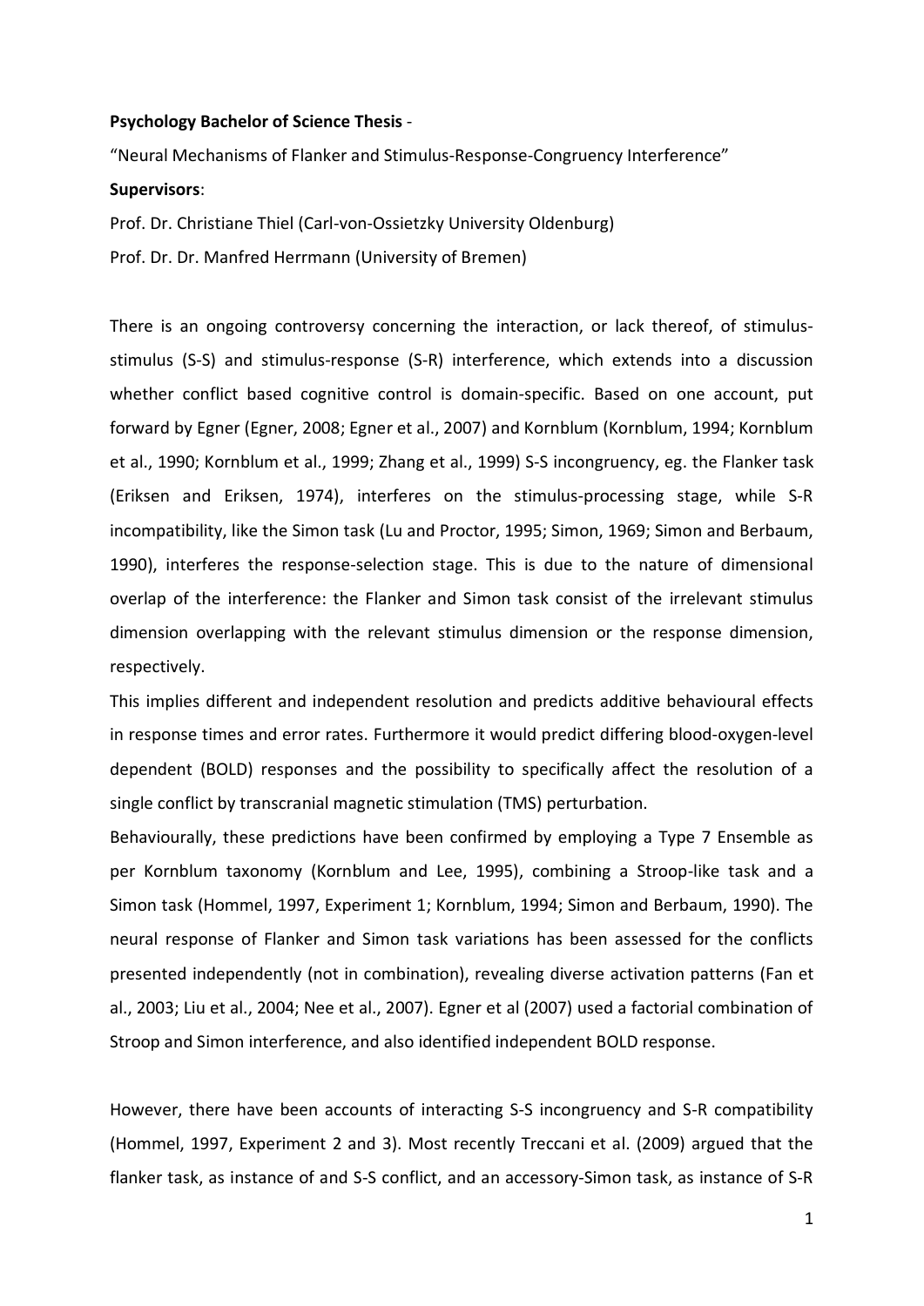**Psychology Bachelor of Science Thesis** -

"Neural Mechanisms of Flanker and Stimulus-Response-Congruency Interference"

**Supervisors**:

Prof. Dr. Christiane Thiel (Carl-von-Ossietzky University Oldenburg)

Prof. Dr. Dr. Manfred Herrmann (University of Bremen)

There is an ongoing controversy concerning the interaction, or lack thereof, of stimulus-stimulus (S-S) and stimulus-response (S-R) interference, which extends into a discussion whether conflict based cognitive control is domain-specific. Based on one account, put forward by Egner (Egner, 2008; Egner et al., 2007) and Kornblum (Kornblum, 1994; Kornblum et al., 1990; Kornblum et al., 1999; Zhang et al., 1999) S-S incongruency, eg. the Flanker task (Eriksen and Eriksen, 1974), interferes on the stimulus-processing stage, while S-R incompatibility, like the Simon task (Lu and Proctor, 1995; Simon, 1969; Simon and Berbaum, 1990), interferes the response-selection stage. This is due to the nature of dimensional overlap of the interference: the Flanker and Simon task consist of the irrelevant stimulus dimension overlapping with the relevant stimulus dimension or the response dimension, respectively.

This implies different and independent resolution and predicts additive behavioural effects in response times and error rates. Furthermore it would predict differing blood-oxygen-level dependent (BOLD) responses and the possibility to specifically affect the resolution of a single conflict by transcranial magnetic stimulation (TMS) perturbation.

Behaviourally, these predictions have been confirmed by employing a Type 7 Ensemble as per Kornblum taxonomy (Kornblum and Lee, 1995), combining a Stroop-like task and a Simon task (Hommel, 1997, Experiment 1; Kornblum, 1994; Simon and Berbaum, 1990). The neural response of Flanker and Simon task variations has been assessed for the conflicts presented independently (not in combination), revealing diverse activation patterns (Fan et al., 2003; Liu et al., 2004; Nee et al., 2007). Egner et al (2007) used a factorial combination of Stroop and Simon interference, and also identified independent BOLD response.

However, there have been accounts of interacting S-S incongruency and S-R compatibility (Hommel, 1997, Experiment 2 and 3). Most recently Treccani et al. (2009) argued that the flanker task, as instance of and S-S conflict, and an accessory-Simon task, as instance of S-R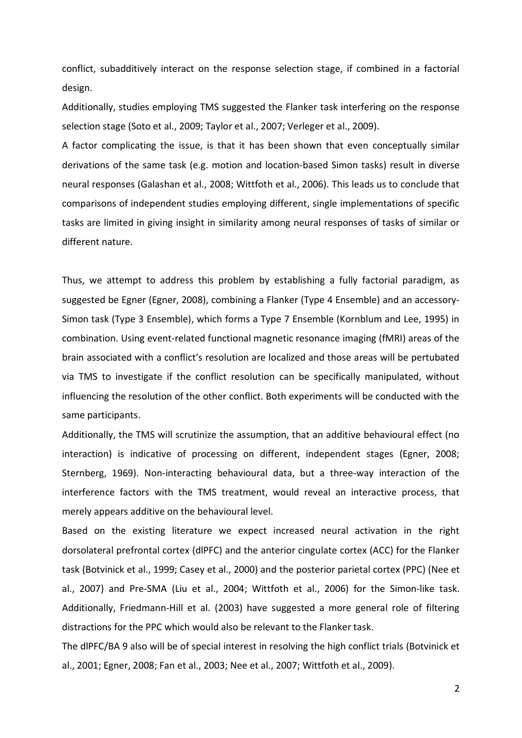conflict, subadditively interact on the response selection stage, if combined in a factorial design.

Additionally, studies employing TMS suggested the Flanker task interfering on the response selection stage (Soto et al., 2009; Taylor et al., 2007; Verleger et al., 2009).

A factor complicating the issue, is that it has been shown that even conceptually similar derivations of the same task (e.g. motion and location-based Simon tasks) result in diverse neural responses (Galashan et al., 2008; Wittfoth et al., 2006). This leads us to conclude that comparisons of independent studies employing different, single implementations of specific tasks are limited in giving insight in similarity among neural responses of tasks of similar or different nature.

Thus, we attempt to address this problem by establishing a fully factorial paradigm, as suggested be Egner (Egner, 2008), combining a Flanker (Type 4 Ensemble) and an accessory-Simon task (Type 3 Ensemble), which forms a Type 7 Ensemble (Kornblum and Lee, 1995) in combination. Using event-related functional magnetic resonance imaging (fMRI) areas of the brain associated with a conflict's resolution are localized and those areas will be pertubated via TMS to investigate if the conflict resolution can be specifically manipulated, without influencing the resolution of the other conflict. Both experiments will be conducted with the same participants.

Additionally, the TMS will scrutinize the assumption, that an additive behavioural effect (no interaction) is indicative of processing on different, independent stages (Egner, 2008; Sternberg, 1969). Non-interacting behavioural data, but a three-way interaction of the interference factors with the TMS treatment, would reveal an interactive process, that merely appears additive on the behavioural level.

Based on the existing literature we expect increased neural activation in the right dorsolateral prefrontal cortex (dlPFC) and the anterior cingulate cortex (ACC) for the Flanker task (Botvinick et al., 1999; Casey et al., 2000) and the posterior parietal cortex (PPC) (Nee et al., 2007) and Pre-SMA (Liu et al., 2004; Wittfoth et al., 2006) for the Simon-like task. Additionally, Friedmann-Hill et al. (2003) have suggested a more general role of filtering distractions for the PPC which would also be relevant to the Flanker task.

The dlPFC/BA 9 also will be of special interest in resolving the high conflict trials (Botvinick et al., 2001; Egner, 2008; Fan et al., 2003; Nee et al., 2007; Wittfoth et al., 2009).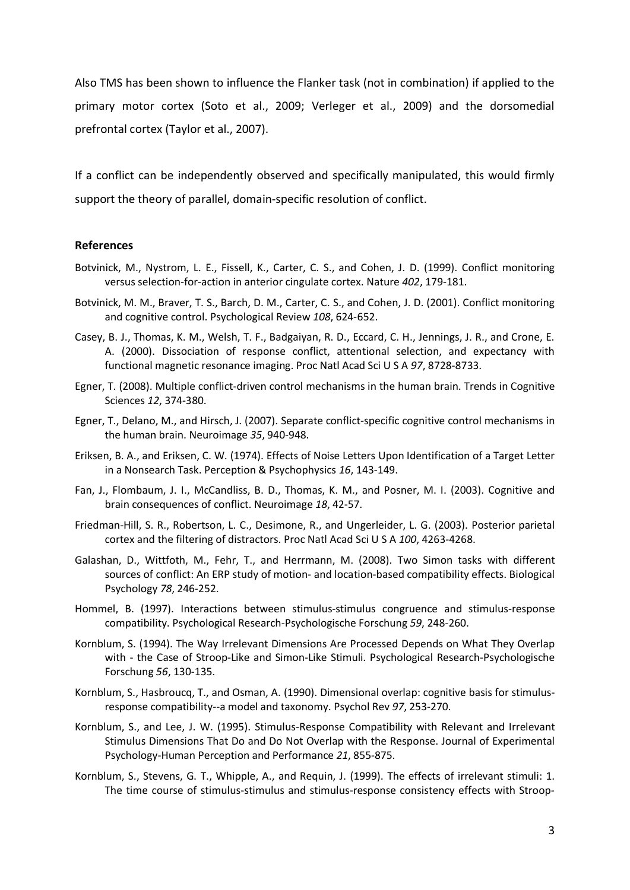Also TMS has been shown to influence the Flanker task (not in combination) if applied to the primary motor cortex (Soto et al., 2009; Verleger et al., 2009) and the dorsomedial prefrontal cortex (Taylor et al., 2007).

If a conflict can be independently observed and specifically manipulated, this would firmly support the theory of parallel, domain-specific resolution of conflict.

## References

Botvinick, M., Nystrom, L. E., Fissell, K., Carter, C. S., and Cohen, J. D. (1999). Conflict monitoring versus selection-for-action in anterior cingulate cortex. Nature *402*, 179-181.

Botvinick, M. M., Braver, T. S., Barch, D. M., Carter, C. S., and Cohen, J. D. (2001). Conflict monitoring and cognitive control. Psychological Review *108*, 624-652.

Casey, B. J., Thomas, K. M., Welsh, T. F., Badgaiyan, R. D., Eccard, C. H., Jennings, J. R., and Crone, E. A. (2000). Dissociation of response conflict, attentional selection, and expectancy with functional magnetic resonance imaging. Proc Natl Acad Sci U S A *97*, 8728-8733.

Egner, T. (2008). Multiple conflict-driven control mechanisms in the human brain. Trends in Cognitive Sciences *12*, 374-380.

Egner, T., Delano, M., and Hirsch, J. (2007). Separate conflict-specific cognitive control mechanisms in the human brain. Neuroimage *35*, 940-948.

Eriksen, B. A., and Eriksen, C. W. (1974). Effects of Noise Letters Upon Identification of a Target Letter in a Nonsearch Task. Perception & Psychophysics *16*, 143-149.

Fan, J., Flombaum, J. I., McCandliss, B. D., Thomas, K. M., and Posner, M. I. (2003). Cognitive and brain consequences of conflict. Neuroimage *18*, 42-57.

Friedman-Hill, S. R., Robertson, L. C., Desimone, R., and Ungerleider, L. G. (2003). Posterior parietal cortex and the filtering of distractors. Proc Natl Acad Sci U S A *100*, 4263-4268.

Galashan, D., Wittfoth, M., Fehr, T., and Herrmann, M. (2008). Two Simon tasks with different sources of conflict: An ERP study of motion- and location-based compatibility effects. Biological Psychology *78*, 246-252.

Hommel, B. (1997). Interactions between stimulus-stimulus congruence and stimulus-response compatibility. Psychological Research-Psychologische Forschung *59*, 248-260.

Kornblum, S. (1994). The Way Irrelevant Dimensions Are Processed Depends on What They Overlap with - the Case of Stroop-Like and Simon-Like Stimuli. Psychological Research-Psychologische Forschung *56*, 130-135.

Kornblum, S., Hasbroucq, T., and Osman, A. (1990). Dimensional overlap: cognitive basis for stimulus-response compatibility--a model and taxonomy. Psychol Rev *97*, 253-270.

Kornblum, S., and Lee, J. W. (1995). Stimulus-Response Compatibility with Relevant and Irrelevant Stimulus Dimensions That Do and Do Not Overlap with the Response. Journal of Experimental Psychology-Human Perception and Performance *21*, 855-875.

Kornblum, S., Stevens, G. T., Whipple, A., and Requin, J. (1999). The effects of irrelevant stimuli: 1. The time course of stimulus-stimulus and stimulus-response consistency effects with Stroop-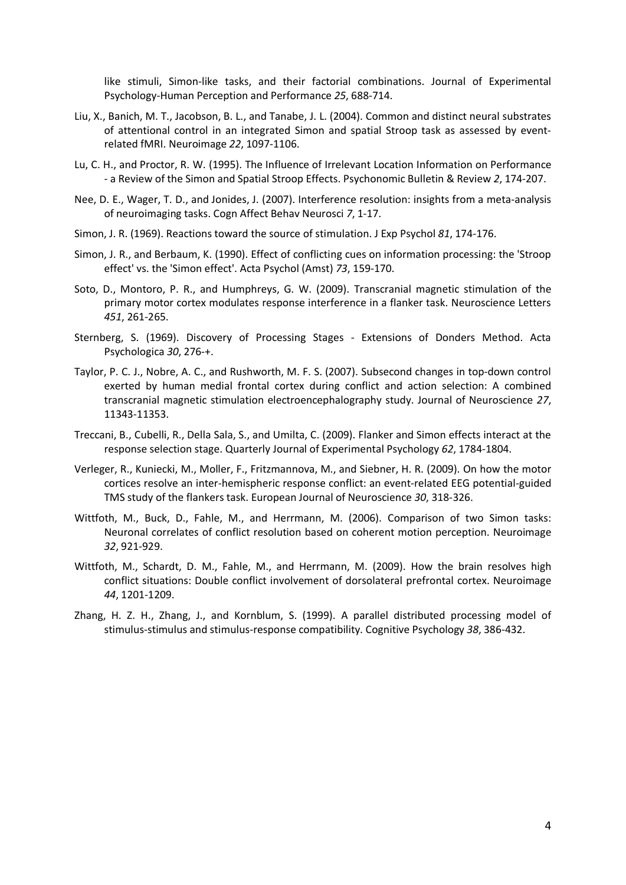like stimuli, Simon-like tasks, and their factorial combinations. Journal of Experimental Psychology-Human Perception and Performance *25*, 688-714.

Liu, X., Banich, M. T., Jacobson, B. L., and Tanabe, J. L. (2004). Common and distinct neural substrates of attentional control in an integrated Simon and spatial Stroop task as assessed by event-related fMRI. Neuroimage *22*, 1097-1106.

Lu, C. H., and Proctor, R. W. (1995). The Influence of Irrelevant Location Information on Performance - a Review of the Simon and Spatial Stroop Effects. Psychonomic Bulletin & Review *2*, 174-207.

Nee, D. E., Wager, T. D., and Jonides, J. (2007). Interference resolution: insights from a meta-analysis of neuroimaging tasks. Cogn Affect Behav Neurosci *7*, 1-17.

Simon, J. R. (1969). Reactions toward the source of stimulation. J Exp Psychol *81*, 174-176.

Simon, J. R., and Berbaum, K. (1990). Effect of conflicting cues on information processing: the 'Stroop effect' vs. the 'Simon effect'. Acta Psychol (Amst) *73*, 159-170.

Soto, D., Montoro, P. R., and Humphreys, G. W. (2009). Transcranial magnetic stimulation of the primary motor cortex modulates response interference in a flanker task. Neuroscience Letters *451*, 261-265.

Sternberg, S. (1969). Discovery of Processing Stages - Extensions of Donders Method. Acta Psychologica *30*, 276-+.

Taylor, P. C. J., Nobre, A. C., and Rushworth, M. F. S. (2007). Subsecond changes in top-down control exerted by human medial frontal cortex during conflict and action selection: A combined transcranial magnetic stimulation electroencephalography study. Journal of Neuroscience *27*, 11343-11353.

Treccani, B., Cubelli, R., Della Sala, S., and Umilta, C. (2009). Flanker and Simon effects interact at the response selection stage. Quarterly Journal of Experimental Psychology *62*, 1784-1804.

Verleger, R., Kuniecki, M., Moller, F., Fritzmannova, M., and Siebner, H. R. (2009). On how the motor cortices resolve an inter-hemispheric response conflict: an event-related EEG potential-guided TMS study of the flankers task. European Journal of Neuroscience *30*, 318-326.

Wittfoth, M., Buck, D., Fahle, M., and Herrmann, M. (2006). Comparison of two Simon tasks: Neuronal correlates of conflict resolution based on coherent motion perception. Neuroimage *32*, 921-929.

Wittfoth, M., Schardt, D. M., Fahle, M., and Herrmann, M. (2009). How the brain resolves high conflict situations: Double conflict involvement of dorsolateral prefrontal cortex. Neuroimage *44*, 1201-1209.

Zhang, H. Z. H., Zhang, J., and Kornblum, S. (1999). A parallel distributed processing model of stimulus-stimulus and stimulus-response compatibility. Cognitive Psychology *38*, 386-432.